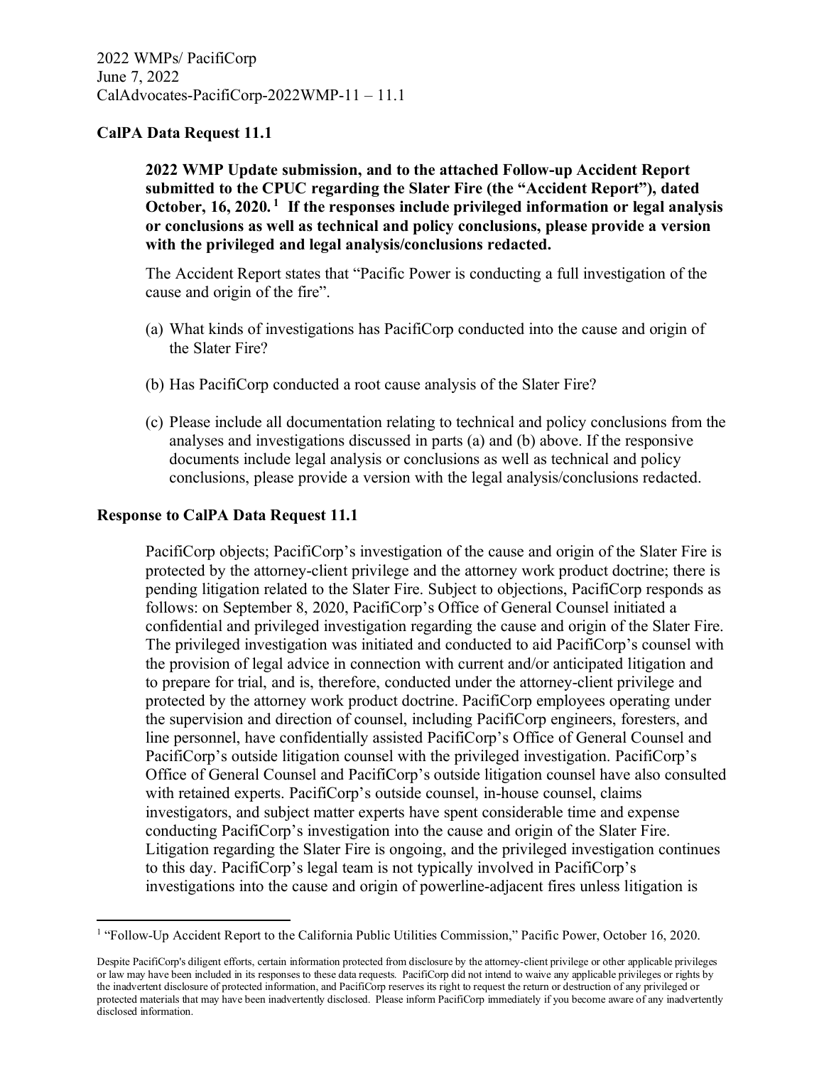2022 WMPs/ PacifiCorp
June 7, 2022
CalAdvocates-PacifiCorp-2022WMP-11 – 11.1

**CalPA Data Request 11.1**

> **2022 WMP Update submission, and to the attached Follow-up Accident Report submitted to the CPUC regarding the Slater Fire (the "Accident Report"), dated October, 16, 2020.[1] If the responses include privileged information or legal analysis or conclusions as well as technical and policy conclusions, please provide a version with the privileged and legal analysis/conclusions redacted.**
>
> The Accident Report states that "Pacific Power is conducting a full investigation of the cause and origin of the fire".
>
> (a) What kinds of investigations has PacifiCorp conducted into the cause and origin of the Slater Fire?
>
> (b) Has PacifiCorp conducted a root cause analysis of the Slater Fire?
>
> (c) Please include all documentation relating to technical and policy conclusions from the analyses and investigations discussed in parts (a) and (b) above. If the responsive documents include legal analysis or conclusions as well as technical and policy conclusions, please provide a version with the legal analysis/conclusions redacted.

**Response to CalPA Data Request 11.1**

PacifiCorp objects; PacifiCorp's investigation of the cause and origin of the Slater Fire is protected by the attorney-client privilege and the attorney work product doctrine; there is pending litigation related to the Slater Fire. Subject to objections, PacifiCorp responds as follows: on September 8, 2020, PacifiCorp's Office of General Counsel initiated a confidential and privileged investigation regarding the cause and origin of the Slater Fire. The privileged investigation was initiated and conducted to aid PacifiCorp's counsel with the provision of legal advice in connection with current and/or anticipated litigation and to prepare for trial, and is, therefore, conducted under the attorney-client privilege and protected by the attorney work product doctrine. PacifiCorp employees operating under the supervision and direction of counsel, including PacifiCorp engineers, foresters, and line personnel, have confidentially assisted PacifiCorp's Office of General Counsel and PacifiCorp's outside litigation counsel with the privileged investigation. PacifiCorp's Office of General Counsel and PacifiCorp's outside litigation counsel have also consulted with retained experts. PacifiCorp's outside counsel, in-house counsel, claims investigators, and subject matter experts have spent considerable time and expense conducting PacifiCorp's investigation into the cause and origin of the Slater Fire. Litigation regarding the Slater Fire is ongoing, and the privileged investigation continues to this day. PacifiCorp's legal team is not typically involved in PacifiCorp's investigations into the cause and origin of powerline-adjacent fires unless litigation is

[1] "Follow-Up Accident Report to the California Public Utilities Commission," Pacific Power, October 16, 2020.

Despite PacifiCorp's diligent efforts, certain information protected from disclosure by the attorney-client privilege or other applicable privileges or law may have been included in its responses to these data requests. PacifiCorp did not intend to waive any applicable privileges or rights by the inadvertent disclosure of protected information, and PacifiCorp reserves its right to request the return or destruction of any privileged or protected materials that may have been inadvertently disclosed. Please inform PacifiCorp immediately if you become aware of any inadvertently disclosed information.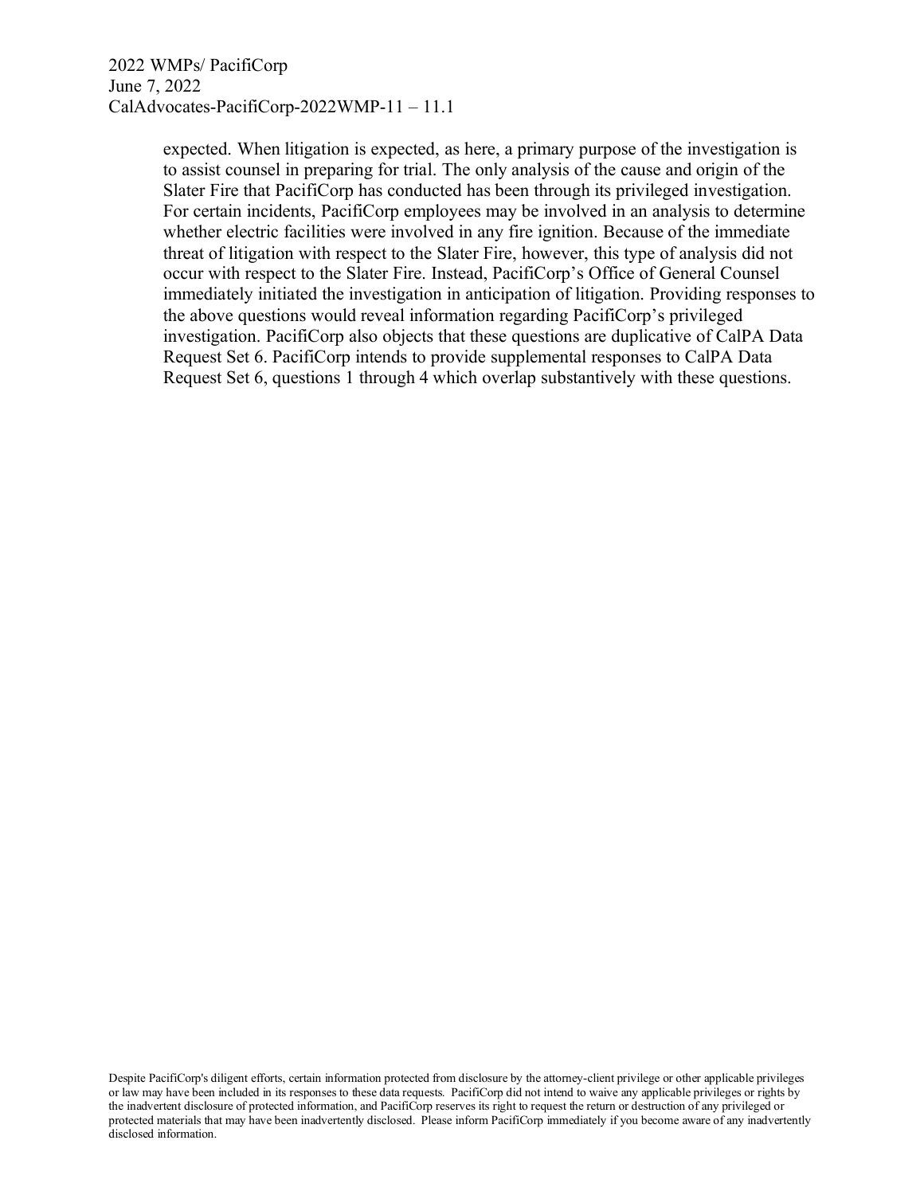expected. When litigation is expected, as here, a primary purpose of the investigation is to assist counsel in preparing for trial. The only analysis of the cause and origin of the Slater Fire that PacifiCorp has conducted has been through its privileged investigation. For certain incidents, PacifiCorp employees may be involved in an analysis to determine whether electric facilities were involved in any fire ignition. Because of the immediate threat of litigation with respect to the Slater Fire, however, this type of analysis did not occur with respect to the Slater Fire. Instead, PacifiCorp's Office of General Counsel immediately initiated the investigation in anticipation of litigation. Providing responses to the above questions would reveal information regarding PacifiCorp's privileged investigation. PacifiCorp also objects that these questions are duplicative of CalPA Data Request Set 6. PacifiCorp intends to provide supplemental responses to CalPA Data Request Set 6, questions 1 through 4 which overlap substantively with these questions.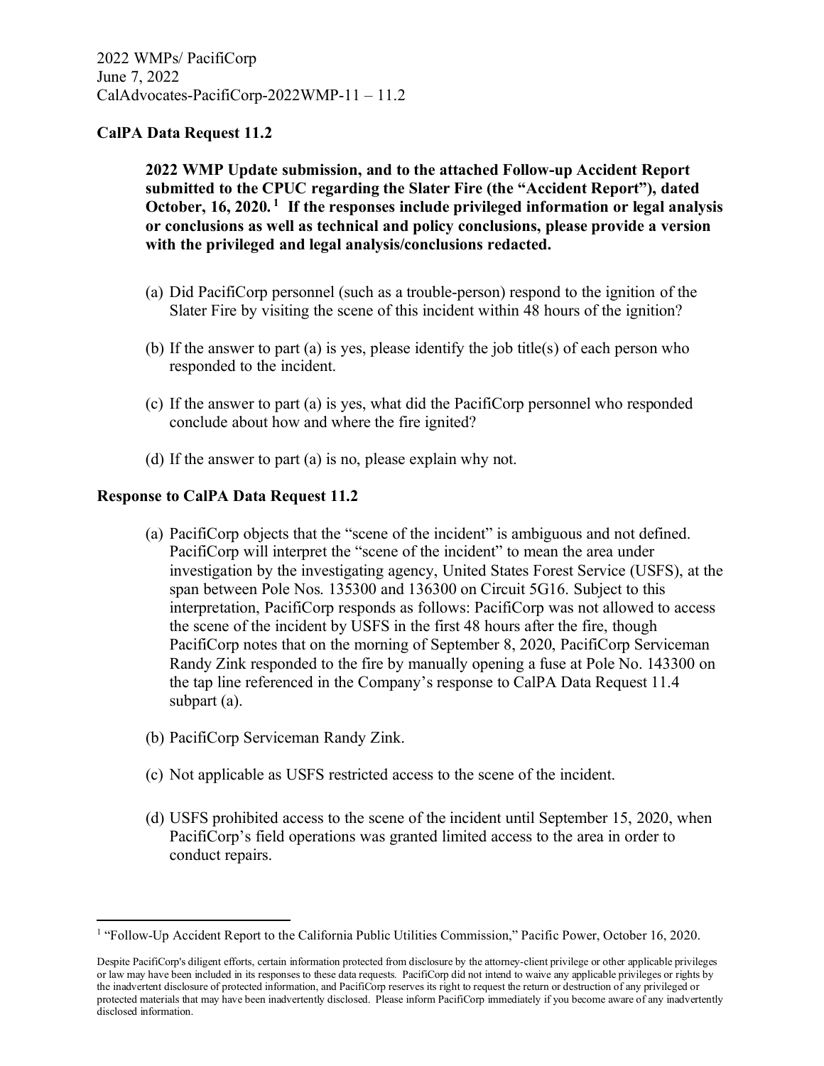2022 WMPs/ PacifiCorp
June 7, 2022
CalAdvocates-PacifiCorp-2022WMP-11 – 11.2

**CalPA Data Request 11.2**

> **2022 WMP Update submission, and to the attached Follow-up Accident Report submitted to the CPUC regarding the Slater Fire (the "Accident Report"), dated October, 16, 2020.[1] If the responses include privileged information or legal analysis or conclusions as well as technical and policy conclusions, please provide a version with the privileged and legal analysis/conclusions redacted.**

(a) Did PacifiCorp personnel (such as a trouble-person) respond to the ignition of the Slater Fire by visiting the scene of this incident within 48 hours of the ignition?

(b) If the answer to part (a) is yes, please identify the job title(s) of each person who responded to the incident.

(c) If the answer to part (a) is yes, what did the PacifiCorp personnel who responded conclude about how and where the fire ignited?

(d) If the answer to part (a) is no, please explain why not.

**Response to CalPA Data Request 11.2**

(a) PacifiCorp objects that the "scene of the incident" is ambiguous and not defined. PacifiCorp will interpret the "scene of the incident" to mean the area under investigation by the investigating agency, United States Forest Service (USFS), at the span between Pole Nos. 135300 and 136300 on Circuit 5G16. Subject to this interpretation, PacifiCorp responds as follows: PacifiCorp was not allowed to access the scene of the incident by USFS in the first 48 hours after the fire, though PacifiCorp notes that on the morning of September 8, 2020, PacifiCorp Serviceman Randy Zink responded to the fire by manually opening a fuse at Pole No. 143300 on the tap line referenced in the Company's response to CalPA Data Request 11.4 subpart (a).

(b) PacifiCorp Serviceman Randy Zink.

(c) Not applicable as USFS restricted access to the scene of the incident.

(d) USFS prohibited access to the scene of the incident until September 15, 2020, when PacifiCorp's field operations was granted limited access to the area in order to conduct repairs.

---

[1] "Follow-Up Accident Report to the California Public Utilities Commission," Pacific Power, October 16, 2020.

Despite PacifiCorp's diligent efforts, certain information protected from disclosure by the attorney-client privilege or other applicable privileges or law may have been included in its responses to these data requests. PacifiCorp did not intend to waive any applicable privileges or rights by the inadvertent disclosure of protected information, and PacifiCorp reserves its right to request the return or destruction of any privileged or protected materials that may have been inadvertently disclosed. Please inform PacifiCorp immediately if you become aware of any inadvertently disclosed information.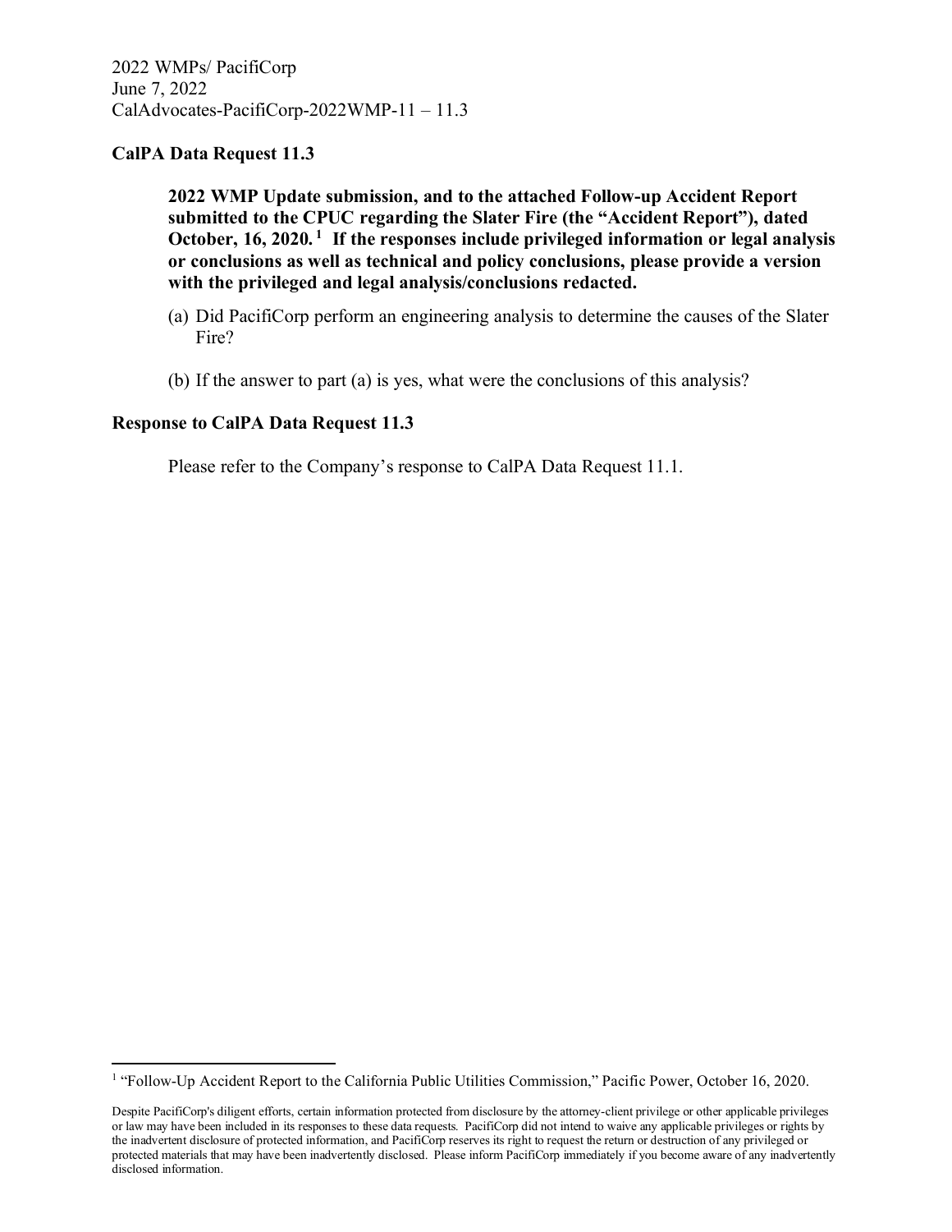2022 WMPs/ PacifiCorp
June 7, 2022
CalAdvocates-PacifiCorp-2022WMP-11 – 11.3

**CalPA Data Request 11.3**

> **2022 WMP Update submission, and to the attached Follow-up Accident Report submitted to the CPUC regarding the Slater Fire (the "Accident Report"), dated October, 16, 2020.[1] If the responses include privileged information or legal analysis or conclusions as well as technical and policy conclusions, please provide a version with the privileged and legal analysis/conclusions redacted.**
>
> (a) Did PacifiCorp perform an engineering analysis to determine the causes of the Slater Fire?
>
> (b) If the answer to part (a) is yes, what were the conclusions of this analysis?

**Response to CalPA Data Request 11.3**

Please refer to the Company's response to CalPA Data Request 11.1.

---

[1] "Follow-Up Accident Report to the California Public Utilities Commission," Pacific Power, October 16, 2020.

Despite PacifiCorp's diligent efforts, certain information protected from disclosure by the attorney-client privilege or other applicable privileges or law may have been included in its responses to these data requests. PacifiCorp did not intend to waive any applicable privileges or rights by the inadvertent disclosure of protected information, and PacifiCorp reserves its right to request the return or destruction of any privileged or protected materials that may have been inadvertently disclosed. Please inform PacifiCorp immediately if you become aware of any inadvertently disclosed information.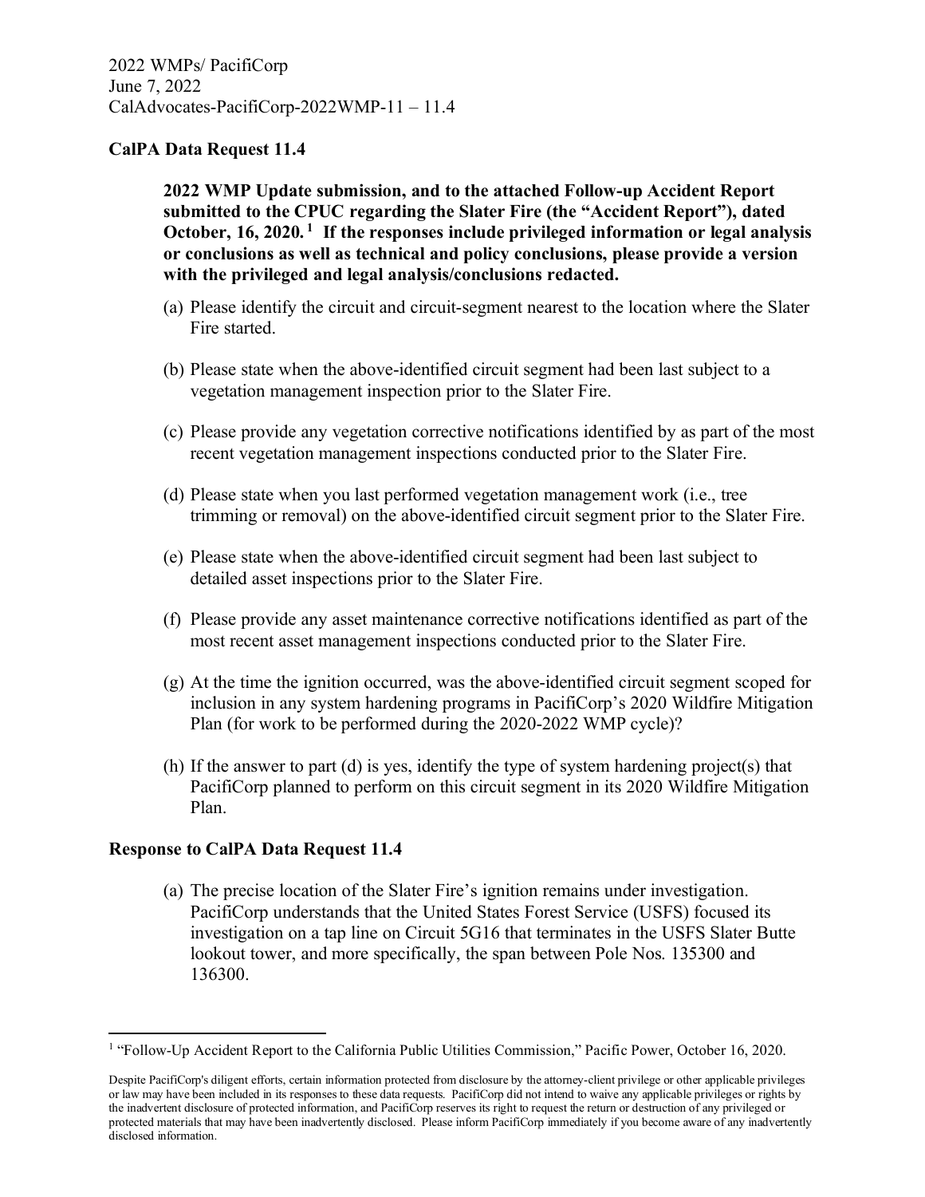2022 WMPs/ PacifiCorp
June 7, 2022
CalAdvocates-PacifiCorp-2022WMP-11 – 11.4

**CalPA Data Request 11.4**

> **2022 WMP Update submission, and to the attached Follow-up Accident Report submitted to the CPUC regarding the Slater Fire (the "Accident Report"), dated October, 16, 2020.[1] If the responses include privileged information or legal analysis or conclusions as well as technical and policy conclusions, please provide a version with the privileged and legal analysis/conclusions redacted.**

(a) Please identify the circuit and circuit-segment nearest to the location where the Slater Fire started.

(b) Please state when the above-identified circuit segment had been last subject to a vegetation management inspection prior to the Slater Fire.

(c) Please provide any vegetation corrective notifications identified by as part of the most recent vegetation management inspections conducted prior to the Slater Fire.

(d) Please state when you last performed vegetation management work (i.e., tree trimming or removal) on the above-identified circuit segment prior to the Slater Fire.

(e) Please state when the above-identified circuit segment had been last subject to detailed asset inspections prior to the Slater Fire.

(f) Please provide any asset maintenance corrective notifications identified as part of the most recent asset management inspections conducted prior to the Slater Fire.

(g) At the time the ignition occurred, was the above-identified circuit segment scoped for inclusion in any system hardening programs in PacifiCorp's 2020 Wildfire Mitigation Plan (for work to be performed during the 2020-2022 WMP cycle)?

(h) If the answer to part (d) is yes, identify the type of system hardening project(s) that PacifiCorp planned to perform on this circuit segment in its 2020 Wildfire Mitigation Plan.

**Response to CalPA Data Request 11.4**

(a) The precise location of the Slater Fire's ignition remains under investigation. PacifiCorp understands that the United States Forest Service (USFS) focused its investigation on a tap line on Circuit 5G16 that terminates in the USFS Slater Butte lookout tower, and more specifically, the span between Pole Nos. 135300 and 136300.

---

[1] "Follow-Up Accident Report to the California Public Utilities Commission," Pacific Power, October 16, 2020.

Despite PacifiCorp's diligent efforts, certain information protected from disclosure by the attorney-client privilege or other applicable privileges or law may have been included in its responses to these data requests. PacifiCorp did not intend to waive any applicable privileges or rights by the inadvertent disclosure of protected information, and PacifiCorp reserves its right to request the return or destruction of any privileged or protected materials that may have been inadvertently disclosed. Please inform PacifiCorp immediately if you become aware of any inadvertently disclosed information.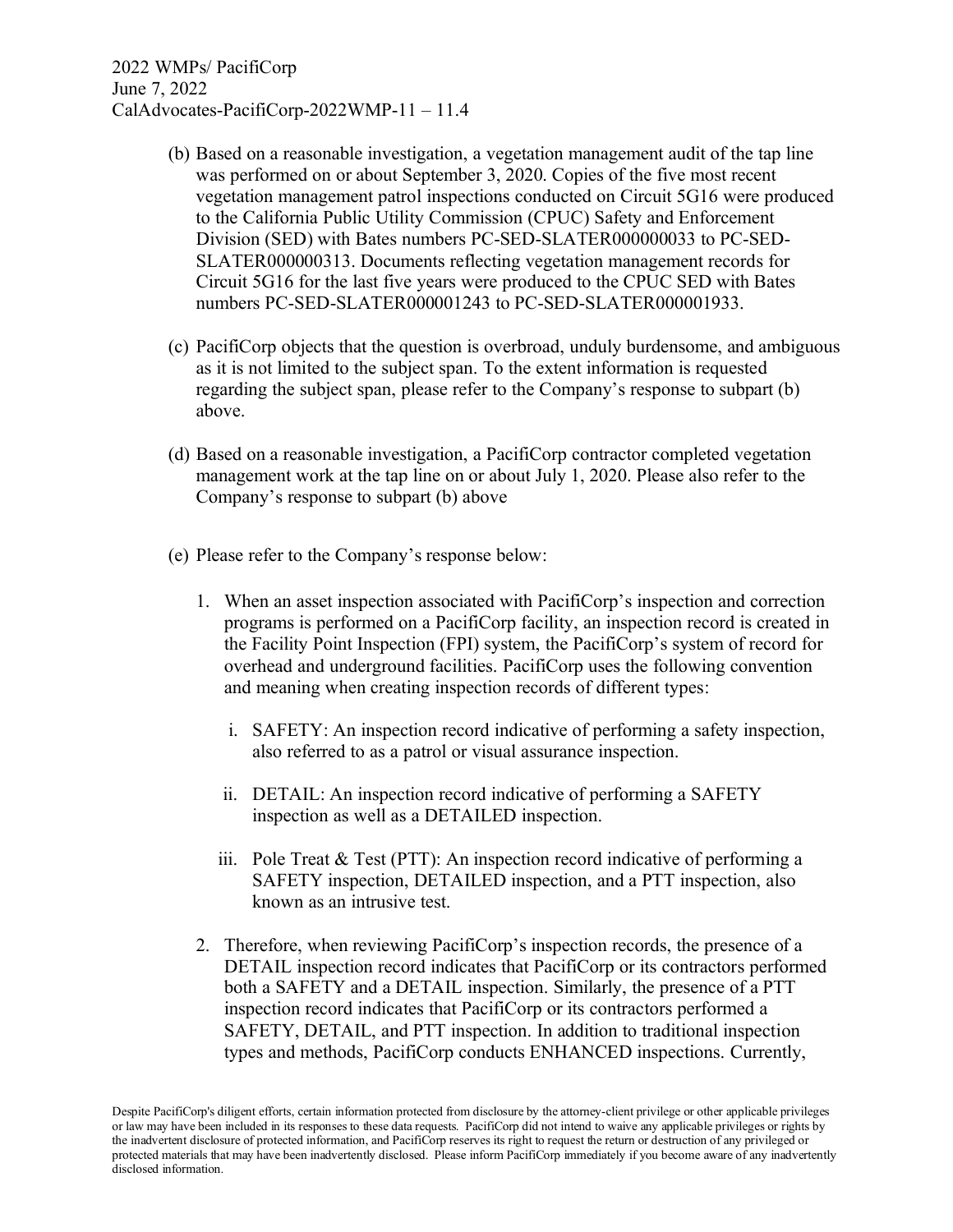(b) Based on a reasonable investigation, a vegetation management audit of the tap line was performed on or about September 3, 2020. Copies of the five most recent vegetation management patrol inspections conducted on Circuit 5G16 were produced to the California Public Utility Commission (CPUC) Safety and Enforcement Division (SED) with Bates numbers PC-SED-SLATER000000033 to PC-SED-SLATER000000313. Documents reflecting vegetation management records for Circuit 5G16 for the last five years were produced to the CPUC SED with Bates numbers PC-SED-SLATER000001243 to PC-SED-SLATER000001933.

(c) PacifiCorp objects that the question is overbroad, unduly burdensome, and ambiguous as it is not limited to the subject span. To the extent information is requested regarding the subject span, please refer to the Company's response to subpart (b) above.

(d) Based on a reasonable investigation, a PacifiCorp contractor completed vegetation management work at the tap line on or about July 1, 2020. Please also refer to the Company's response to subpart (b) above

(e) Please refer to the Company's response below:

1. When an asset inspection associated with PacifiCorp's inspection and correction programs is performed on a PacifiCorp facility, an inspection record is created in the Facility Point Inspection (FPI) system, the PacifiCorp's system of record for overhead and underground facilities. PacifiCorp uses the following convention and meaning when creating inspection records of different types:

   i. SAFETY: An inspection record indicative of performing a safety inspection, also referred to as a patrol or visual assurance inspection.

   ii. DETAIL: An inspection record indicative of performing a SAFETY inspection as well as a DETAILED inspection.

   iii. Pole Treat & Test (PTT): An inspection record indicative of performing a SAFETY inspection, DETAILED inspection, and a PTT inspection, also known as an intrusive test.

2. Therefore, when reviewing PacifiCorp's inspection records, the presence of a DETAIL inspection record indicates that PacifiCorp or its contractors performed both a SAFETY and a DETAIL inspection. Similarly, the presence of a PTT inspection record indicates that PacifiCorp or its contractors performed a SAFETY, DETAIL, and PTT inspection. In addition to traditional inspection types and methods, PacifiCorp conducts ENHANCED inspections. Currently,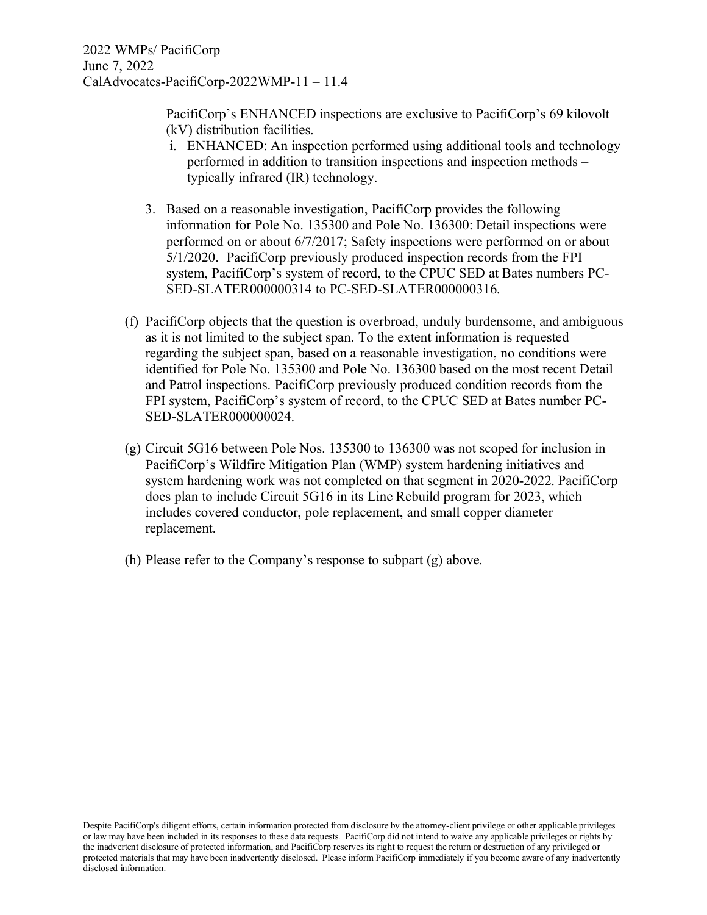PacifiCorp's ENHANCED inspections are exclusive to PacifiCorp's 69 kilovolt (kV) distribution facilities.

i. ENHANCED: An inspection performed using additional tools and technology performed in addition to transition inspections and inspection methods – typically infrared (IR) technology.

3. Based on a reasonable investigation, PacifiCorp provides the following information for Pole No. 135300 and Pole No. 136300: Detail inspections were performed on or about 6/7/2017; Safety inspections were performed on or about 5/1/2020. PacifiCorp previously produced inspection records from the FPI system, PacifiCorp's system of record, to the CPUC SED at Bates numbers PC-SED-SLATER000000314 to PC-SED-SLATER000000316.

(f) PacifiCorp objects that the question is overbroad, unduly burdensome, and ambiguous as it is not limited to the subject span. To the extent information is requested regarding the subject span, based on a reasonable investigation, no conditions were identified for Pole No. 135300 and Pole No. 136300 based on the most recent Detail and Patrol inspections. PacifiCorp previously produced condition records from the FPI system, PacifiCorp's system of record, to the CPUC SED at Bates number PC-SED-SLATER000000024.

(g) Circuit 5G16 between Pole Nos. 135300 to 136300 was not scoped for inclusion in PacifiCorp's Wildfire Mitigation Plan (WMP) system hardening initiatives and system hardening work was not completed on that segment in 2020-2022. PacifiCorp does plan to include Circuit 5G16 in its Line Rebuild program for 2023, which includes covered conductor, pole replacement, and small copper diameter replacement.

(h) Please refer to the Company's response to subpart (g) above.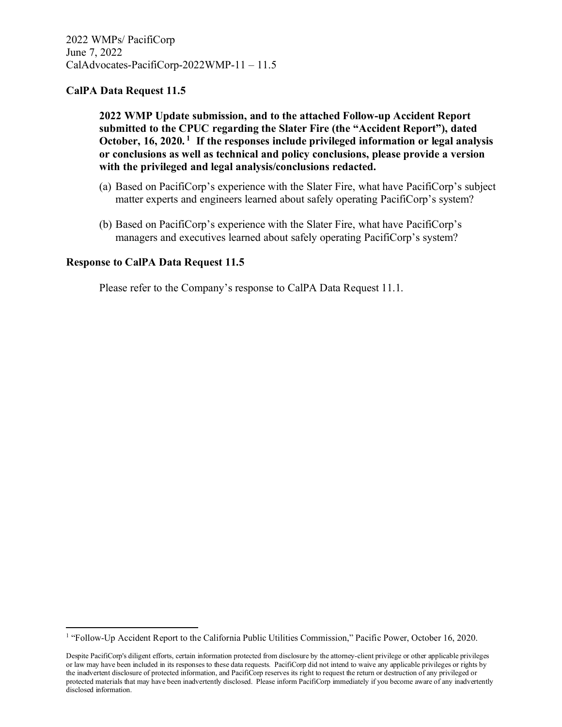2022 WMPs/ PacifiCorp
June 7, 2022
CalAdvocates-PacifiCorp-2022WMP-11 – 11.5

**CalPA Data Request 11.5**

> **2022 WMP Update submission, and to the attached Follow-up Accident Report submitted to the CPUC regarding the Slater Fire (the "Accident Report"), dated October, 16, 2020.[1] If the responses include privileged information or legal analysis or conclusions as well as technical and policy conclusions, please provide a version with the privileged and legal analysis/conclusions redacted.**
>
> (a) Based on PacifiCorp's experience with the Slater Fire, what have PacifiCorp's subject matter experts and engineers learned about safely operating PacifiCorp's system?
>
> (b) Based on PacifiCorp's experience with the Slater Fire, what have PacifiCorp's managers and executives learned about safely operating PacifiCorp's system?

**Response to CalPA Data Request 11.5**

Please refer to the Company's response to CalPA Data Request 11.1.

---

[1] "Follow-Up Accident Report to the California Public Utilities Commission," Pacific Power, October 16, 2020.

Despite PacifiCorp's diligent efforts, certain information protected from disclosure by the attorney-client privilege or other applicable privileges or law may have been included in its responses to these data requests. PacifiCorp did not intend to waive any applicable privileges or rights by the inadvertent disclosure of protected information, and PacifiCorp reserves its right to request the return or destruction of any privileged or protected materials that may have been inadvertently disclosed. Please inform PacifiCorp immediately if you become aware of any inadvertently disclosed information.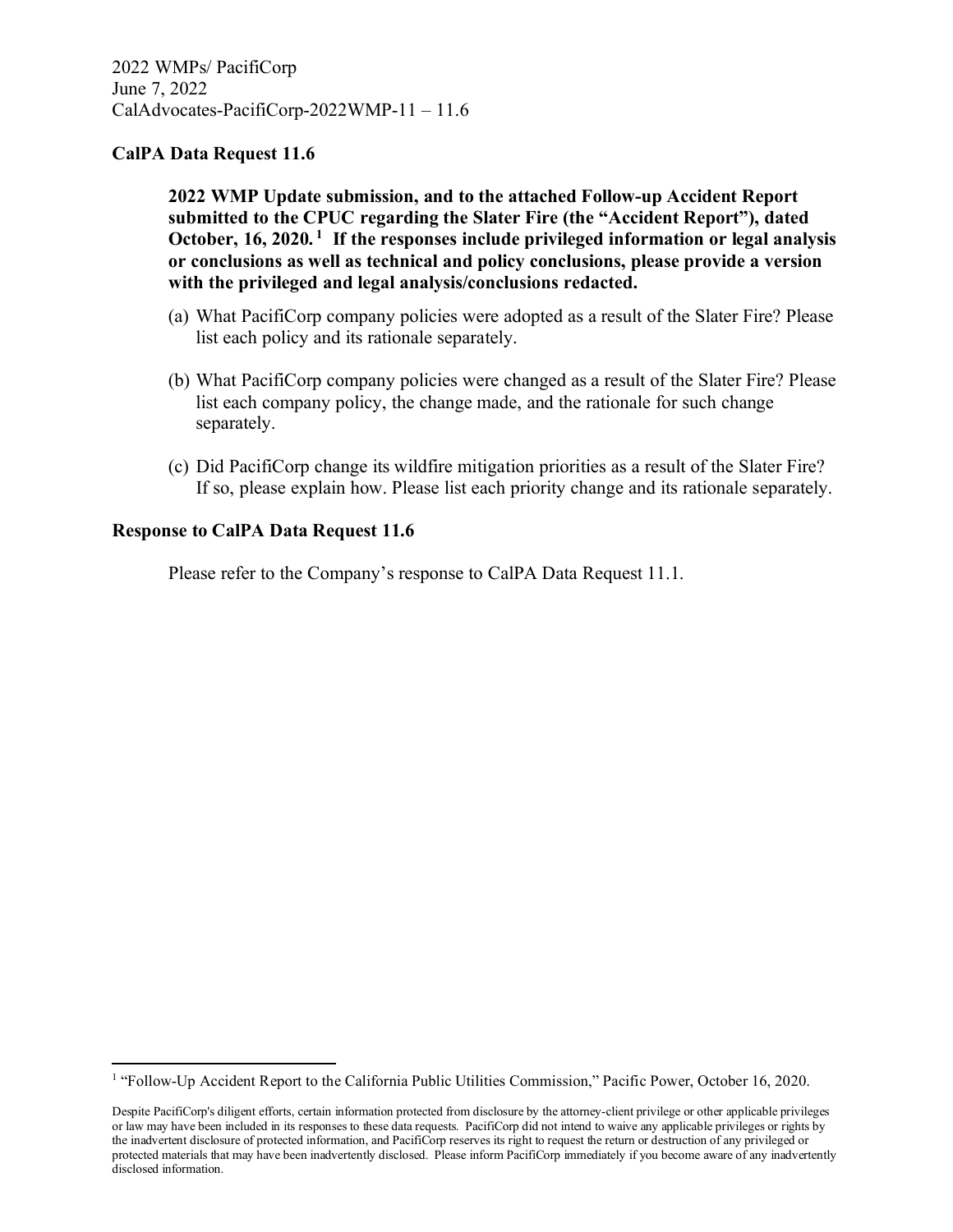2022 WMPs/ PacifiCorp
June 7, 2022
CalAdvocates-PacifiCorp-2022WMP-11 – 11.6

**CalPA Data Request 11.6**

**2022 WMP Update submission, and to the attached Follow-up Accident Report submitted to the CPUC regarding the Slater Fire (the "Accident Report"), dated October, 16, 2020.[1] If the responses include privileged information or legal analysis or conclusions as well as technical and policy conclusions, please provide a version with the privileged and legal analysis/conclusions redacted.**

(a) What PacifiCorp company policies were adopted as a result of the Slater Fire? Please list each policy and its rationale separately.

(b) What PacifiCorp company policies were changed as a result of the Slater Fire? Please list each company policy, the change made, and the rationale for such change separately.

(c) Did PacifiCorp change its wildfire mitigation priorities as a result of the Slater Fire? If so, please explain how. Please list each priority change and its rationale separately.

**Response to CalPA Data Request 11.6**

Please refer to the Company's response to CalPA Data Request 11.1.

[1] "Follow-Up Accident Report to the California Public Utilities Commission," Pacific Power, October 16, 2020.

Despite PacifiCorp's diligent efforts, certain information protected from disclosure by the attorney-client privilege or other applicable privileges or law may have been included in its responses to these data requests. PacifiCorp did not intend to waive any applicable privileges or rights by the inadvertent disclosure of protected information, and PacifiCorp reserves its right to request the return or destruction of any privileged or protected materials that may have been inadvertently disclosed. Please inform PacifiCorp immediately if you become aware of any inadvertently disclosed information.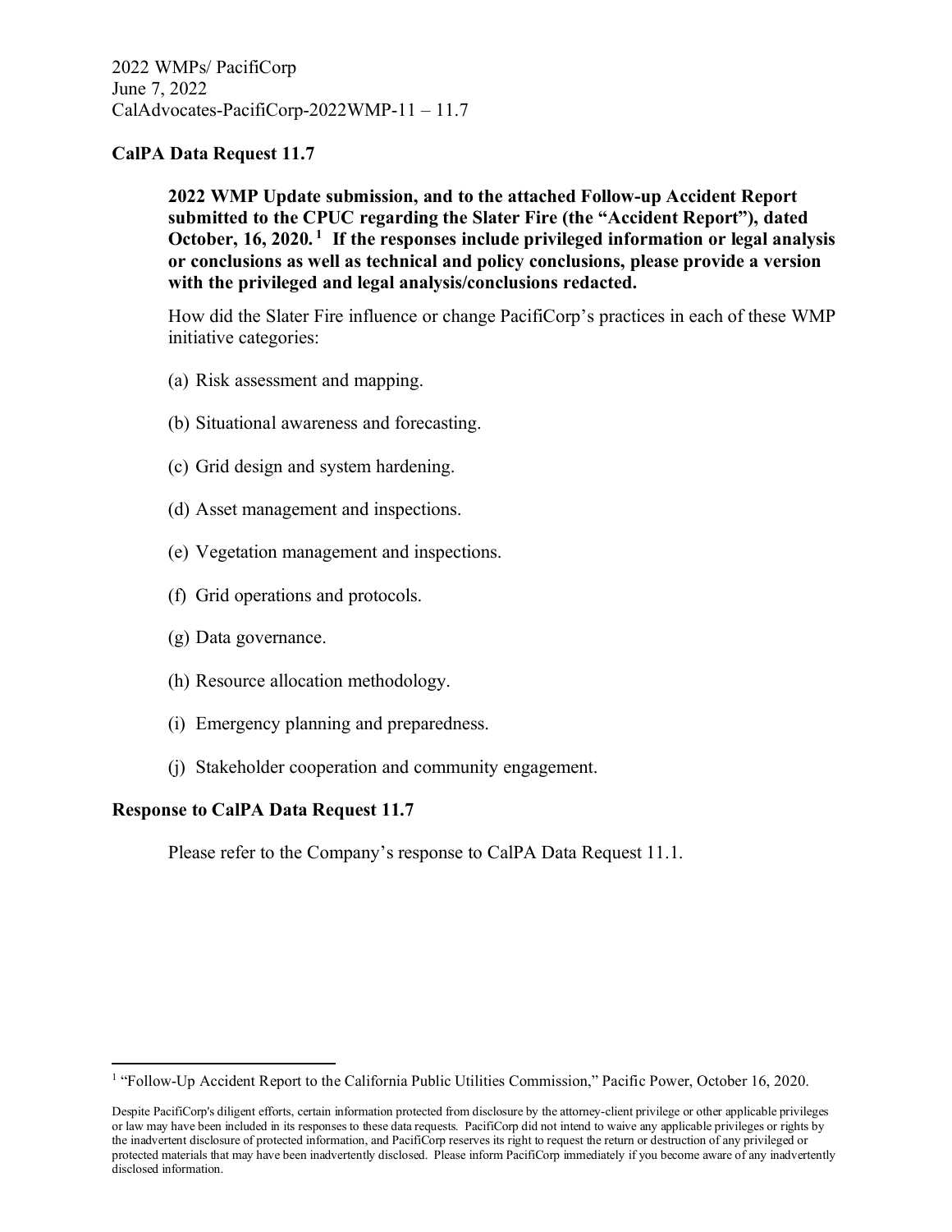2022 WMPs/ PacifiCorp
June 7, 2022
CalAdvocates-PacifiCorp-2022WMP-11 – 11.7

**CalPA Data Request 11.7**

> **2022 WMP Update submission, and to the attached Follow-up Accident Report submitted to the CPUC regarding the Slater Fire (the "Accident Report"), dated October, 16, 2020.[1] If the responses include privileged information or legal analysis or conclusions as well as technical and policy conclusions, please provide a version with the privileged and legal analysis/conclusions redacted.**
>
> How did the Slater Fire influence or change PacifiCorp's practices in each of these WMP initiative categories:
>
> (a) Risk assessment and mapping.
>
> (b) Situational awareness and forecasting.
>
> (c) Grid design and system hardening.
>
> (d) Asset management and inspections.
>
> (e) Vegetation management and inspections.
>
> (f) Grid operations and protocols.
>
> (g) Data governance.
>
> (h) Resource allocation methodology.
>
> (i) Emergency planning and preparedness.
>
> (j) Stakeholder cooperation and community engagement.

**Response to CalPA Data Request 11.7**

Please refer to the Company's response to CalPA Data Request 11.1.

---

[1] "Follow-Up Accident Report to the California Public Utilities Commission," Pacific Power, October 16, 2020.

Despite PacifiCorp's diligent efforts, certain information protected from disclosure by the attorney-client privilege or other applicable privileges or law may have been included in its responses to these data requests. PacifiCorp did not intend to waive any applicable privileges or rights by the inadvertent disclosure of protected information, and PacifiCorp reserves its right to request the return or destruction of any privileged or protected materials that may have been inadvertently disclosed. Please inform PacifiCorp immediately if you become aware of any inadvertently disclosed information.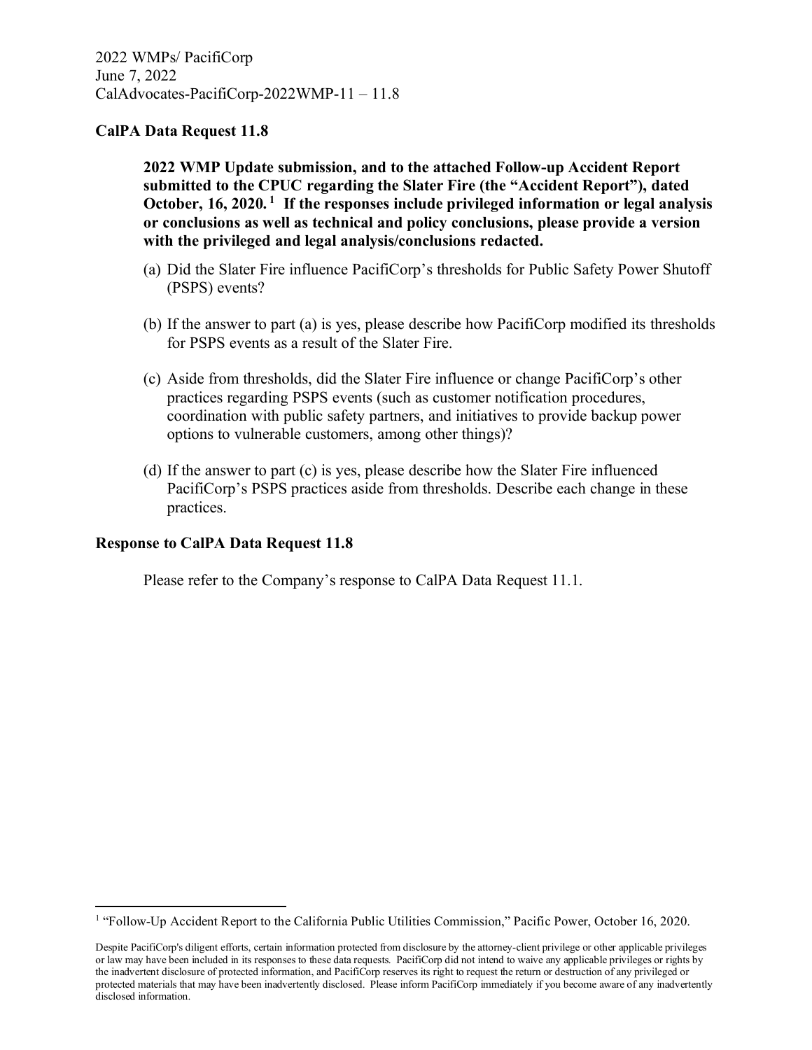2022 WMPs/ PacifiCorp
June 7, 2022
CalAdvocates-PacifiCorp-2022WMP-11 – 11.8

**CalPA Data Request 11.8**

> **2022 WMP Update submission, and to the attached Follow-up Accident Report submitted to the CPUC regarding the Slater Fire (the "Accident Report"), dated October, 16, 2020.[1] If the responses include privileged information or legal analysis or conclusions as well as technical and policy conclusions, please provide a version with the privileged and legal analysis/conclusions redacted.**
>
> (a) Did the Slater Fire influence PacifiCorp's thresholds for Public Safety Power Shutoff (PSPS) events?
>
> (b) If the answer to part (a) is yes, please describe how PacifiCorp modified its thresholds for PSPS events as a result of the Slater Fire.
>
> (c) Aside from thresholds, did the Slater Fire influence or change PacifiCorp's other practices regarding PSPS events (such as customer notification procedures, coordination with public safety partners, and initiatives to provide backup power options to vulnerable customers, among other things)?
>
> (d) If the answer to part (c) is yes, please describe how the Slater Fire influenced PacifiCorp's PSPS practices aside from thresholds. Describe each change in these practices.

**Response to CalPA Data Request 11.8**

Please refer to the Company's response to CalPA Data Request 11.1.

---

[1] "Follow-Up Accident Report to the California Public Utilities Commission," Pacific Power, October 16, 2020.

Despite PacifiCorp's diligent efforts, certain information protected from disclosure by the attorney-client privilege or other applicable privileges or law may have been included in its responses to these data requests. PacifiCorp did not intend to waive any applicable privileges or rights by the inadvertent disclosure of protected information, and PacifiCorp reserves its right to request the return or destruction of any privileged or protected materials that may have been inadvertently disclosed. Please inform PacifiCorp immediately if you become aware of any inadvertently disclosed information.